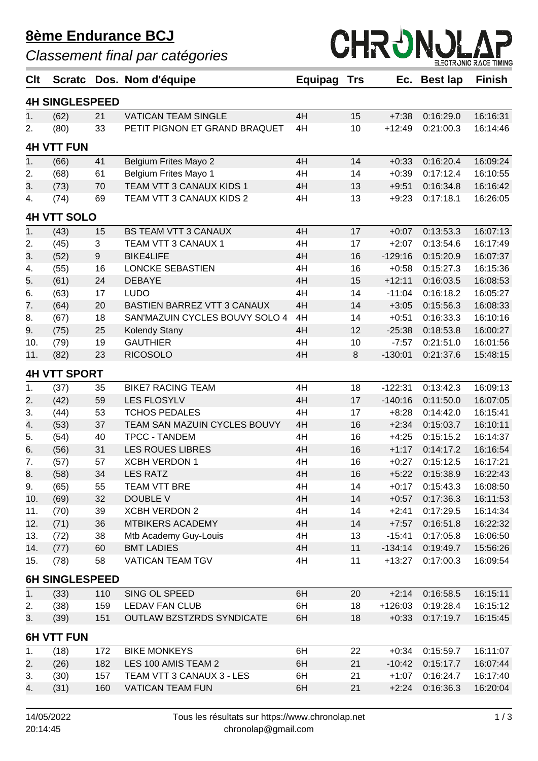# 8ème Endurance BCJ

*Classement final par catégories*

| Clt | Scratc | Dos. | Nom d'équipe | Equipag | Trs | Ec. | Best lap | Finish |
|---|---|---|---|---|---|---|---|---|
| **4H SINGLESPEED** | | | | | | | | |
| 1. | (62) | 21 | VATICAN TEAM SINGLE | 4H | 15 | +7:38 | 0:16:29.0 | 16:16:31 |
| 2. | (80) | 33 | PETIT PIGNON ET GRAND BRAQUET | 4H | 10 | +12:49 | 0:21:00.3 | 16:14:46 |
| **4H VTT FUN** | | | | | | | | |
| 1. | (66) | 41 | Belgium Frites Mayo 2 | 4H | 14 | +0:33 | 0:16:20.4 | 16:09:24 |
| 2. | (68) | 61 | Belgium Frites Mayo 1 | 4H | 14 | +0:39 | 0:17:12.4 | 16:10:55 |
| 3. | (73) | 70 | TEAM VTT 3 CANAUX KIDS 1 | 4H | 13 | +9:51 | 0:16:34.8 | 16:16:42 |
| 4. | (74) | 69 | TEAM VTT 3 CANAUX KIDS 2 | 4H | 13 | +9:23 | 0:17:18.1 | 16:26:05 |
| **4H VTT SOLO** | | | | | | | | |
| 1. | (43) | 15 | BS TEAM VTT 3 CANAUX | 4H | 17 | +0:07 | 0:13:53.3 | 16:07:13 |
| 2. | (45) | 3 | TEAM VTT 3 CANAUX 1 | 4H | 17 | +2:07 | 0:13:54.6 | 16:17:49 |
| 3. | (52) | 9 | BIKE4LIFE | 4H | 16 | -129:16 | 0:15:20.9 | 16:07:37 |
| 4. | (55) | 16 | LONCKE SEBASTIEN | 4H | 16 | +0:58 | 0:15:27.3 | 16:15:36 |
| 5. | (61) | 24 | DEBAYE | 4H | 15 | +12:11 | 0:16:03.5 | 16:08:53 |
| 6. | (63) | 17 | LUDO | 4H | 14 | -11:04 | 0:16:18.2 | 16:05:27 |
| 7. | (64) | 20 | BASTIEN BARREZ VTT 3 CANAUX | 4H | 14 | +3:05 | 0:15:56.3 | 16:08:33 |
| 8. | (67) | 18 | SAN'MAZUIN CYCLES BOUVY SOLO 4 | 4H | 14 | +0:51 | 0:16:33.3 | 16:10:16 |
| 9. | (75) | 25 | Kolendy Stany | 4H | 12 | -25:38 | 0:18:53.8 | 16:00:27 |
| 10. | (79) | 19 | GAUTHIER | 4H | 10 | -7:57 | 0:21:51.0 | 16:01:56 |
| 11. | (82) | 23 | RICOSOLO | 4H | 8 | -130:01 | 0:21:37.6 | 15:48:15 |
| **4H VTT SPORT** | | | | | | | | |
| 1. | (37) | 35 | BIKE7 RACING TEAM | 4H | 18 | -122:31 | 0:13:42.3 | 16:09:13 |
| 2. | (42) | 59 | LES FLOSYLV | 4H | 17 | -140:16 | 0:11:50.0 | 16:07:05 |
| 3. | (44) | 53 | TCHOS PEDALES | 4H | 17 | +8:28 | 0:14:42.0 | 16:15:41 |
| 4. | (53) | 37 | TEAM SAN MAZUIN CYCLES BOUVY | 4H | 16 | +2:34 | 0:15:03.7 | 16:10:11 |
| 5. | (54) | 40 | TPCC - TANDEM | 4H | 16 | +4:25 | 0:15:15.2 | 16:14:37 |
| 6. | (56) | 31 | LES ROUES LIBRES | 4H | 16 | +1:17 | 0:14:17.2 | 16:16:54 |
| 7. | (57) | 57 | XCBH VERDON 1 | 4H | 16 | +0:27 | 0:15:12.5 | 16:17:21 |
| 8. | (58) | 34 | LES RATZ | 4H | 16 | +5:22 | 0:15:38.9 | 16:22:43 |
| 9. | (65) | 55 | TEAM VTT BRE | 4H | 14 | +0:17 | 0:15:43.3 | 16:08:50 |
| 10. | (69) | 32 | DOUBLE V | 4H | 14 | +0:57 | 0:17:36.3 | 16:11:53 |
| 11. | (70) | 39 | XCBH VERDON 2 | 4H | 14 | +2:41 | 0:17:29.5 | 16:14:34 |
| 12. | (71) | 36 | MTBIKERS ACADEMY | 4H | 14 | +7:57 | 0:16:51.8 | 16:22:32 |
| 13. | (72) | 38 | Mtb Academy Guy-Louis | 4H | 13 | -15:41 | 0:17:05.8 | 16:06:50 |
| 14. | (77) | 60 | BMT LADIES | 4H | 11 | -134:14 | 0:19:49.7 | 15:56:26 |
| 15. | (78) | 58 | VATICAN TEAM TGV | 4H | 11 | +13:27 | 0:17:00.3 | 16:09:54 |
| **6H SINGLESPEED** | | | | | | | | |
| 1. | (33) | 110 | SING OL SPEED | 6H | 20 | +2:14 | 0:16:58.5 | 16:15:11 |
| 2. | (38) | 159 | LEDAV FAN CLUB | 6H | 18 | +126:03 | 0:19:28.4 | 16:15:12 |
| 3. | (39) | 151 | OUTLAW BZSTZRDS SYNDICATE | 6H | 18 | +0:33 | 0:17:19.7 | 16:15:45 |
| **6H VTT FUN** | | | | | | | | |
| 1. | (18) | 172 | BIKE MONKEYS | 6H | 22 | +0:34 | 0:15:59.7 | 16:11:07 |
| 2. | (26) | 182 | LES 100 AMIS TEAM 2 | 6H | 21 | -10:42 | 0:15:17.7 | 16:07:44 |
| 3. | (30) | 157 | TEAM VTT 3 CANAUX 3 - LES | 6H | 21 | +1:07 | 0:16:24.7 | 16:17:40 |
| 4. | (31) | 160 | VATICAN TEAM FUN | 6H | 21 | +2:24 | 0:16:36.3 | 16:20:04 |

14/05/2022
20:14:45

Tous les résultats sur https://www.chronolap.net
chronolap@gmail.com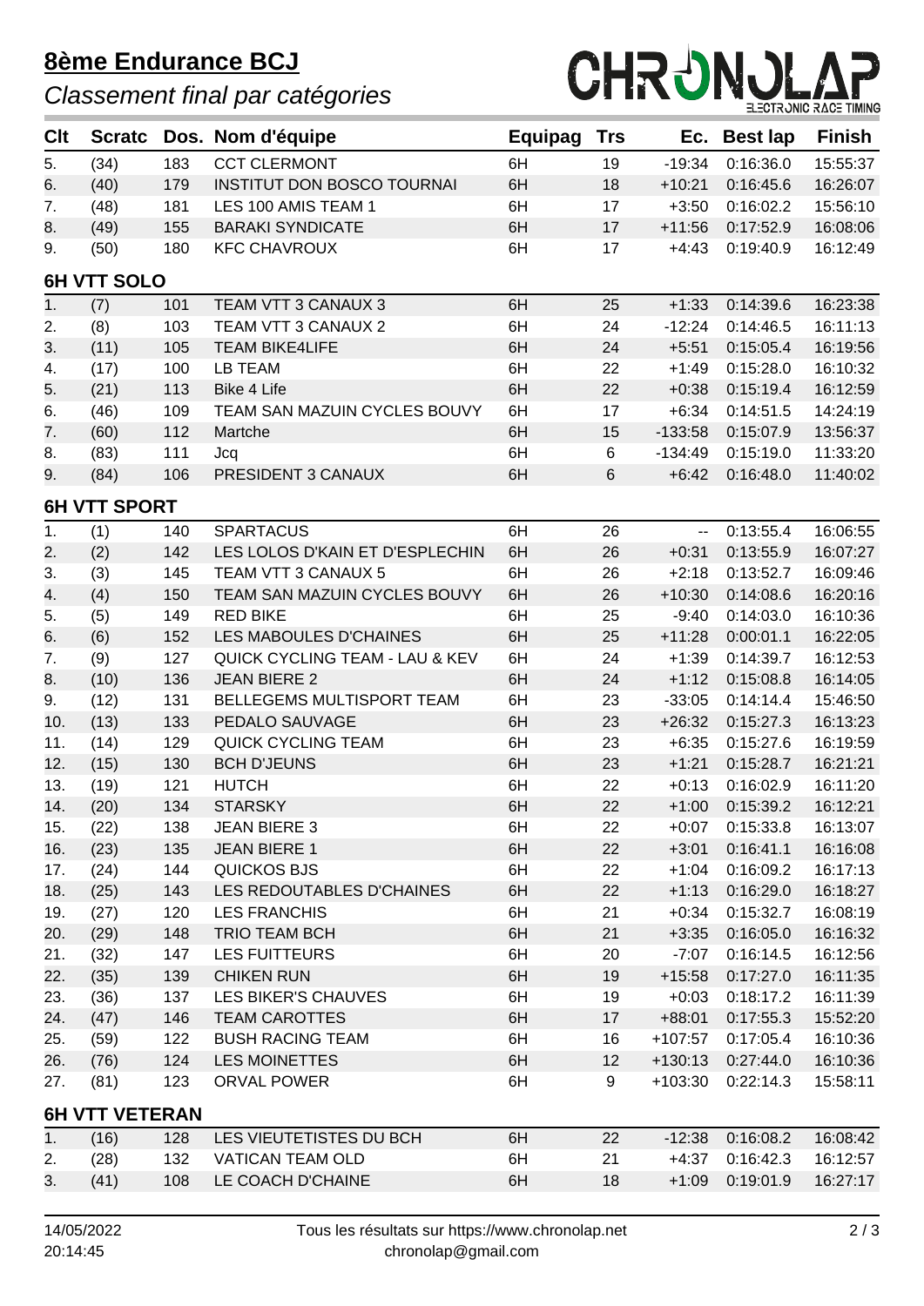# 8ème Endurance BCJ

*Classement final par catégories*

| Clt | Scratc | Dos. | Nom d'équipe | Equipag | Trs | Ec. | Best lap | Finish |
|---|---|---|---|---|---|---|---|---|
| 5. | (34) | 183 | CCT CLERMONT | 6H | 19 | -19:34 | 0:16:36.0 | 15:55:37 |
| 6. | (40) | 179 | INSTITUT DON BOSCO TOURNAI | 6H | 18 | +10:21 | 0:16:45.6 | 16:26:07 |
| 7. | (48) | 181 | LES 100 AMIS TEAM 1 | 6H | 17 | +3:50 | 0:16:02.2 | 15:56:10 |
| 8. | (49) | 155 | BARAKI SYNDICATE | 6H | 17 | +11:56 | 0:17:52.9 | 16:08:06 |
| 9. | (50) | 180 | KFC CHAVROUX | 6H | 17 | +4:43 | 0:19:40.9 | 16:12:49 |

## 6H VTT SOLO

| Clt | Scratc | Dos. | Nom d'équipe | Equipag | Trs | Ec. | Best lap | Finish |
|---|---|---|---|---|---|---|---|---|
| 1. | (7) | 101 | TEAM VTT 3 CANAUX 3 | 6H | 25 | +1:33 | 0:14:39.6 | 16:23:38 |
| 2. | (8) | 103 | TEAM VTT 3 CANAUX 2 | 6H | 24 | -12:24 | 0:14:46.5 | 16:11:13 |
| 3. | (11) | 105 | TEAM BIKE4LIFE | 6H | 24 | +5:51 | 0:15:05.4 | 16:19:56 |
| 4. | (17) | 100 | LB TEAM | 6H | 22 | +1:49 | 0:15:28.0 | 16:10:32 |
| 5. | (21) | 113 | Bike 4 Life | 6H | 22 | +0:38 | 0:15:19.4 | 16:12:59 |
| 6. | (46) | 109 | TEAM SAN MAZUIN CYCLES BOUVY | 6H | 17 | +6:34 | 0:14:51.5 | 14:24:19 |
| 7. | (60) | 112 | Martche | 6H | 15 | -133:58 | 0:15:07.9 | 13:56:37 |
| 8. | (83) | 111 | Jcq | 6H | 6 | -134:49 | 0:15:19.0 | 11:33:20 |
| 9. | (84) | 106 | PRESIDENT 3 CANAUX | 6H | 6 | +6:42 | 0:16:48.0 | 11:40:02 |

## 6H VTT SPORT

| Clt | Scratc | Dos. | Nom d'équipe | Equipag | Trs | Ec. | Best lap | Finish |
|---|---|---|---|---|---|---|---|---|
| 1. | (1) | 140 | SPARTACUS | 6H | 26 | -- | 0:13:55.4 | 16:06:55 |
| 2. | (2) | 142 | LES LOLOS D'KAIN ET D'ESPLECHIN | 6H | 26 | +0:31 | 0:13:55.9 | 16:07:27 |
| 3. | (3) | 145 | TEAM VTT 3 CANAUX 5 | 6H | 26 | +2:18 | 0:13:52.7 | 16:09:46 |
| 4. | (4) | 150 | TEAM SAN MAZUIN CYCLES BOUVY | 6H | 26 | +10:30 | 0:14:08.6 | 16:20:16 |
| 5. | (5) | 149 | RED BIKE | 6H | 25 | -9:40 | 0:14:03.0 | 16:10:36 |
| 6. | (6) | 152 | LES MABOULES D'CHAINES | 6H | 25 | +11:28 | 0:00:01.1 | 16:22:05 |
| 7. | (9) | 127 | QUICK CYCLING TEAM - LAU & KEV | 6H | 24 | +1:39 | 0:14:39.7 | 16:12:53 |
| 8. | (10) | 136 | JEAN BIERE 2 | 6H | 24 | +1:12 | 0:15:08.8 | 16:14:05 |
| 9. | (12) | 131 | BELLEGEMS MULTISPORT TEAM | 6H | 23 | -33:05 | 0:14:14.4 | 15:46:50 |
| 10. | (13) | 133 | PEDALO SAUVAGE | 6H | 23 | +26:32 | 0:15:27.3 | 16:13:23 |
| 11. | (14) | 129 | QUICK CYCLING TEAM | 6H | 23 | +6:35 | 0:15:27.6 | 16:19:59 |
| 12. | (15) | 130 | BCH D'JEUNS | 6H | 23 | +1:21 | 0:15:28.7 | 16:21:21 |
| 13. | (19) | 121 | HUTCH | 6H | 22 | +0:13 | 0:16:02.9 | 16:11:20 |
| 14. | (20) | 134 | STARSKY | 6H | 22 | +1:00 | 0:15:39.2 | 16:12:21 |
| 15. | (22) | 138 | JEAN BIERE 3 | 6H | 22 | +0:07 | 0:15:33.8 | 16:13:07 |
| 16. | (23) | 135 | JEAN BIERE 1 | 6H | 22 | +3:01 | 0:16:41.1 | 16:16:08 |
| 17. | (24) | 144 | QUICKOS BJS | 6H | 22 | +1:04 | 0:16:09.2 | 16:17:13 |
| 18. | (25) | 143 | LES REDOUTABLES D'CHAINES | 6H | 22 | +1:13 | 0:16:29.0 | 16:18:27 |
| 19. | (27) | 120 | LES FRANCHIS | 6H | 21 | +0:34 | 0:15:32.7 | 16:08:19 |
| 20. | (29) | 148 | TRIO TEAM BCH | 6H | 21 | +3:35 | 0:16:05.0 | 16:16:32 |
| 21. | (32) | 147 | LES FUITTEURS | 6H | 20 | -7:07 | 0:16:14.5 | 16:12:56 |
| 22. | (35) | 139 | CHIKEN RUN | 6H | 19 | +15:58 | 0:17:27.0 | 16:11:35 |
| 23. | (36) | 137 | LES BIKER'S CHAUVES | 6H | 19 | +0:03 | 0:18:17.2 | 16:11:39 |
| 24. | (47) | 146 | TEAM CAROTTES | 6H | 17 | +88:01 | 0:17:55.3 | 15:52:20 |
| 25. | (59) | 122 | BUSH RACING TEAM | 6H | 16 | +107:57 | 0:17:05.4 | 16:10:36 |
| 26. | (76) | 124 | LES MOINETTES | 6H | 12 | +130:13 | 0:27:44.0 | 16:10:36 |
| 27. | (81) | 123 | ORVAL POWER | 6H | 9 | +103:30 | 0:22:14.3 | 15:58:11 |

## 6H VTT VETERAN

| Clt | Scratc | Dos. | Nom d'équipe | Equipag | Trs | Ec. | Best lap | Finish |
|---|---|---|---|---|---|---|---|---|
| 1. | (16) | 128 | LES VIEUTETISTES DU BCH | 6H | 22 | -12:38 | 0:16:08.2 | 16:08:42 |
| 2. | (28) | 132 | VATICAN TEAM OLD | 6H | 21 | +4:37 | 0:16:42.3 | 16:12:57 |
| 3. | (41) | 108 | LE COACH D'CHAINE | 6H | 18 | +1:09 | 0:19:01.9 | 16:27:17 |

14/05/2022
20:14:45

Tous les résultats sur https://www.chronolap.net
chronolap@gmail.com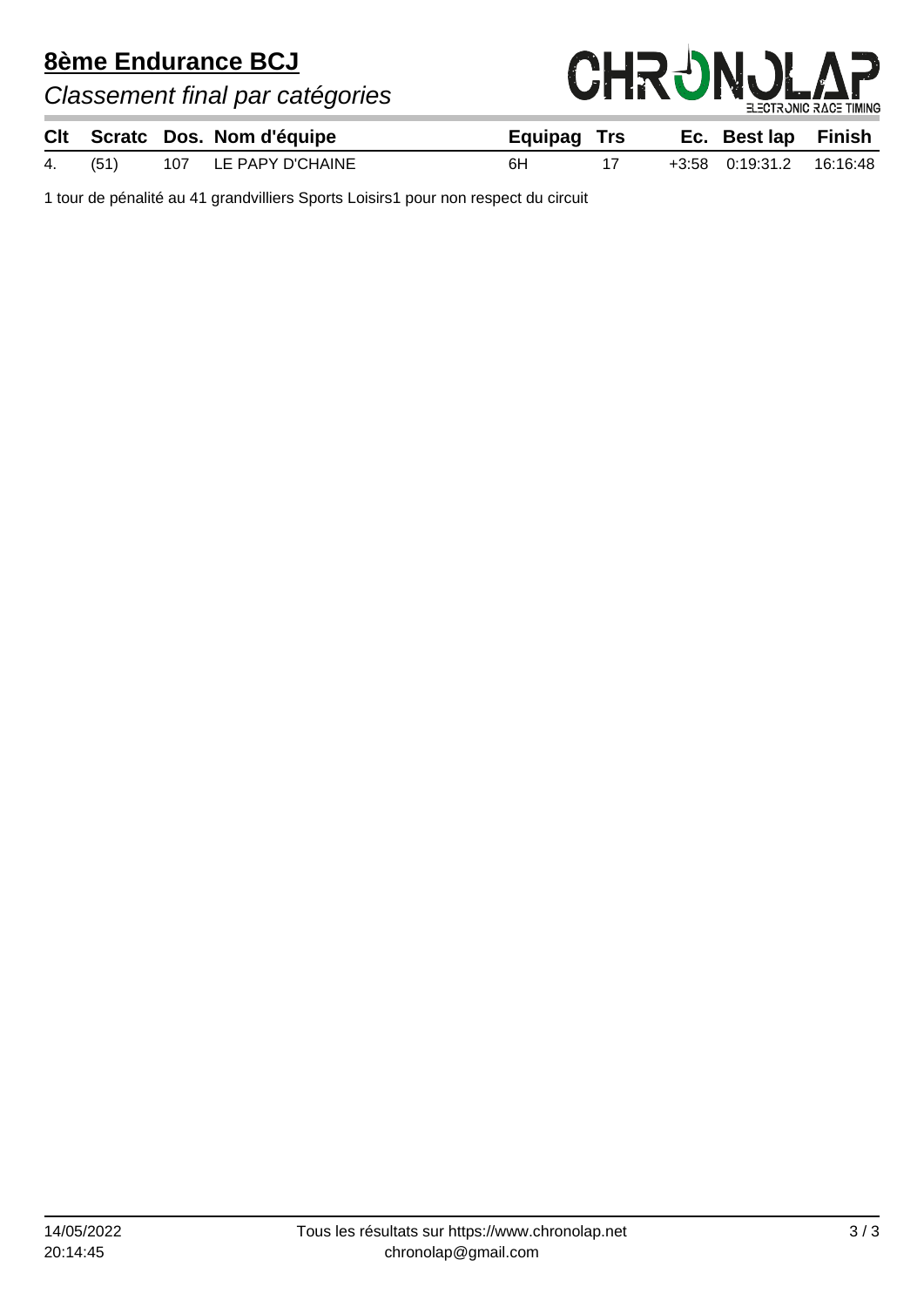# 8ème Endurance BCJ

*Classement final par catégories*

| Clt | Scratc | Dos. | Nom d'équipe | Equipag | Trs | Ec. | Best lap | Finish |
|---|---|---|---|---|---|---|---|---|
| 4. | (51) | 107 | LE PAPY D'CHAINE | 6H | 17 | +3:58 | 0:19:31.2 | 16:16:48 |

1 tour de pénalité au 41 grandvilliers Sports Loisirs1 pour non respect du circuit

14/05/2022
20:14:45

Tous les résultats sur https://www.chronolap.net
chronolap@gmail.com